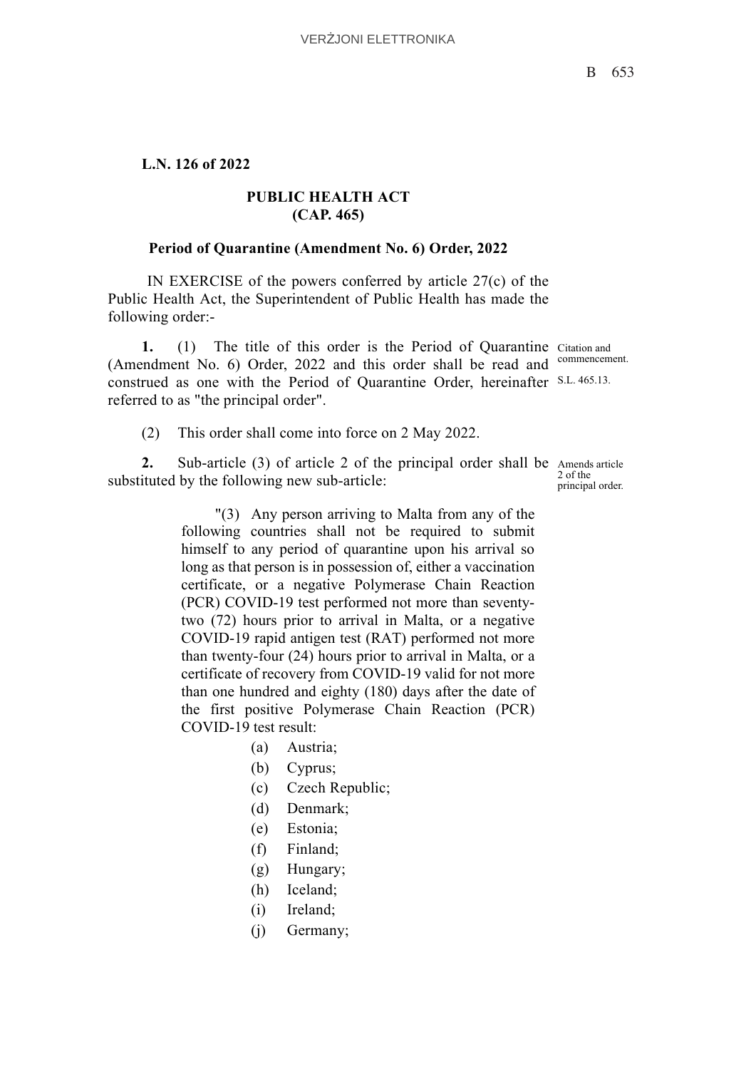**L.N. 126 of 2022**

**PUBLIC HEALTH ACT**
**(CAP. 465)**

**Period of Quarantine (Amendment No. 6) Order, 2022**

IN EXERCISE of the powers conferred by article 27(c) of the Public Health Act, the Superintendent of Public Health has made the following order:-

Citation and commencement.

S.L. 465.13.

**1.** (1) The title of this order is the Period of Quarantine (Amendment No. 6) Order, 2022 and this order shall be read and construed as one with the Period of Quarantine Order, hereinafter referred to as "the principal order".

(2) This order shall come into force on 2 May 2022.

Amends article 2 of the principal order.

**2.** Sub-article (3) of article 2 of the principal order shall be substituted by the following new sub-article:

"(3) Any person arriving to Malta from any of the following countries shall not be required to submit himself to any period of quarantine upon his arrival so long as that person is in possession of, either a vaccination certificate, or a negative Polymerase Chain Reaction (PCR) COVID-19 test performed not more than seventy-two (72) hours prior to arrival in Malta, or a negative COVID-19 rapid antigen test (RAT) performed not more than twenty-four (24) hours prior to arrival in Malta, or a certificate of recovery from COVID-19 valid for not more than one hundred and eighty (180) days after the date of the first positive Polymerase Chain Reaction (PCR) COVID-19 test result:

(a) Austria;

(b) Cyprus;

(c) Czech Republic;

(d) Denmark;

(e) Estonia;

(f) Finland;

(g) Hungary;

(h) Iceland;

(i) Ireland;

(j) Germany;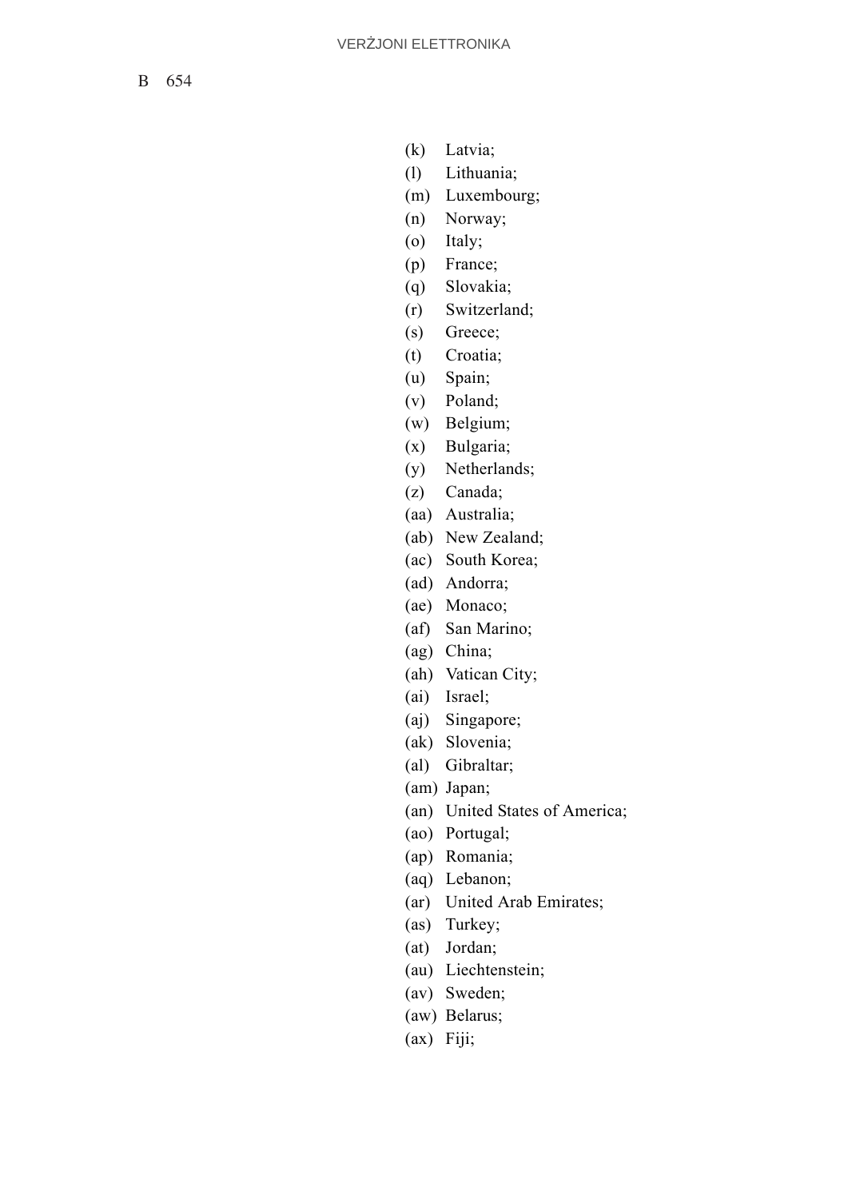B 654

(k) Latvia;

(l) Lithuania;

(m) Luxembourg;

(n) Norway;

(o) Italy;

(p) France;

(q) Slovakia;

(r) Switzerland;

(s) Greece;

(t) Croatia;

(u) Spain;

(v) Poland;

(w) Belgium;

(x) Bulgaria;

(y) Netherlands;

(z) Canada;

(aa) Australia;

(ab) New Zealand;

(ac) South Korea;

(ad) Andorra;

(ae) Monaco;

(af) San Marino;

(ag) China;

(ah) Vatican City;

(ai) Israel;

(aj) Singapore;

(ak) Slovenia;

(al) Gibraltar;

(am) Japan;

(an) United States of America;

(ao) Portugal;

(ap) Romania;

(aq) Lebanon;

(ar) United Arab Emirates;

(as) Turkey;

(at) Jordan;

(au) Liechtenstein;

(av) Sweden;

(aw) Belarus;

(ax) Fiji;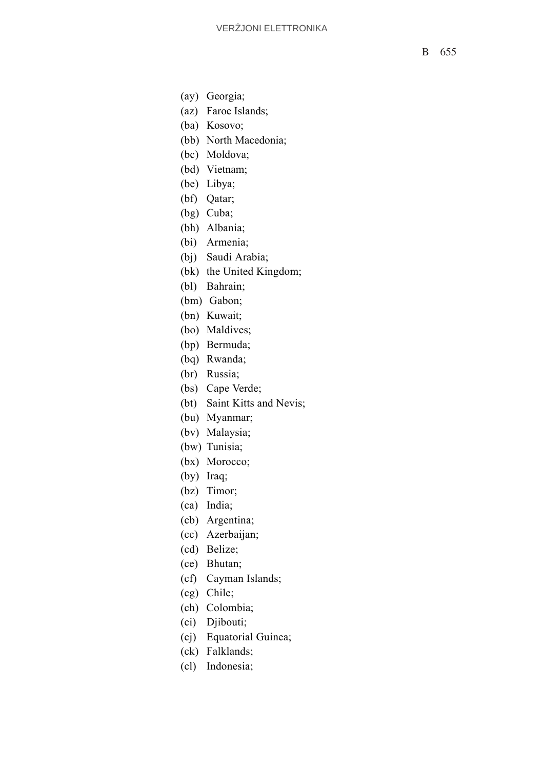(ay) Georgia;

(az) Faroe Islands;

(ba) Kosovo;

(bb) North Macedonia;

(bc) Moldova;

(bd) Vietnam;

(be) Libya;

(bf) Qatar;

(bg) Cuba;

(bh) Albania;

(bi) Armenia;

(bj) Saudi Arabia;

(bk) the United Kingdom;

(bl) Bahrain;

(bm) Gabon;

(bn) Kuwait;

(bo) Maldives;

(bp) Bermuda;

(bq) Rwanda;

(br) Russia;

(bs) Cape Verde;

(bt) Saint Kitts and Nevis;

(bu) Myanmar;

(bv) Malaysia;

(bw) Tunisia;

(bx) Morocco;

(by) Iraq;

(bz) Timor;

(ca) India;

(cb) Argentina;

(cc) Azerbaijan;

(cd) Belize;

(ce) Bhutan;

(cf) Cayman Islands;

(cg) Chile;

(ch) Colombia;

(ci) Djibouti;

(cj) Equatorial Guinea;

(ck) Falklands;

(cl) Indonesia;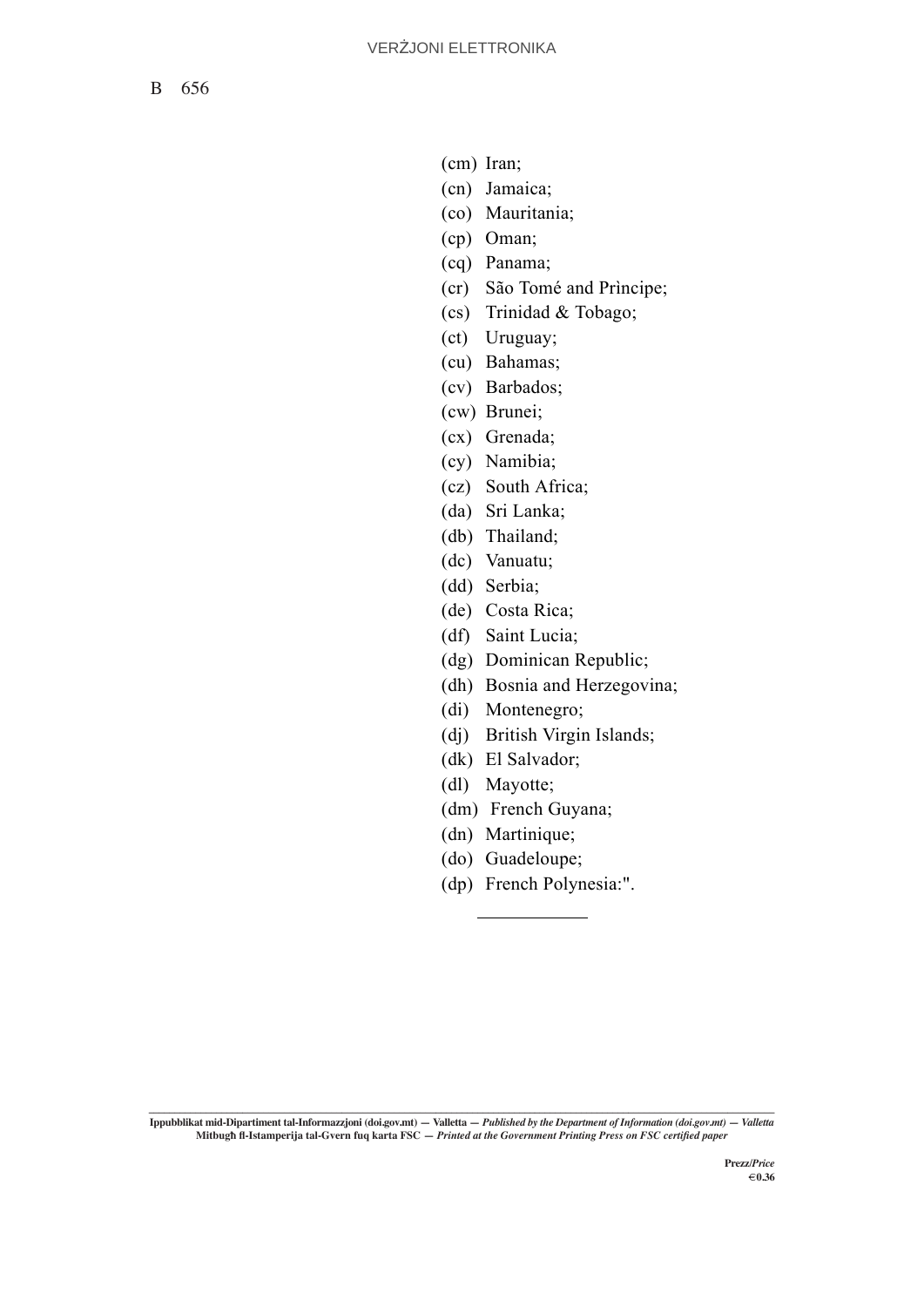(cm) Iran;
(cn) Jamaica;
(co) Mauritania;
(cp) Oman;
(cq) Panama;
(cr) São Tomé and Prìncipe;
(cs) Trinidad & Tobago;
(ct) Uruguay;
(cu) Bahamas;
(cv) Barbados;
(cw) Brunei;
(cx) Grenada;
(cy) Namibia;
(cz) South Africa;
(da) Sri Lanka;
(db) Thailand;
(dc) Vanuatu;
(dd) Serbia;
(de) Costa Rica;
(df) Saint Lucia;
(dg) Dominican Republic;
(dh) Bosnia and Herzegovina;
(di) Montenegro;
(dj) British Virgin Islands;
(dk) El Salvador;
(dl) Mayotte;
(dm) French Guyana;
(dn) Martinique;
(do) Guadeloupe;
(dp) French Polynesia:".

---

**Ippubblikat mid-Dipartiment tal-Informazzjoni (doi.gov.mt) — Valletta —** ***Published by the Department of Information (doi.gov.mt) — Valletta***
**Mitbugħ fl-Istamperija tal-Gvern fuq karta FSC —** ***Printed at the Government Printing Press on FSC certified paper***

**Prezz/*Price***
**€0.36**